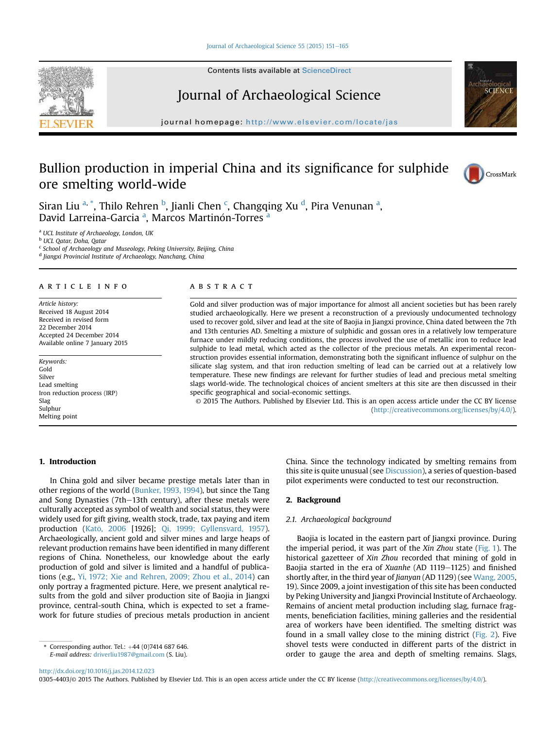# Bullion production in imperial China and its significance for sulphide ore smelting world-wide

Siran Liu [a,*], Thilo Rehren [b], Jianli Chen [c], Changqing Xu [d], Pira Venunan [a], David Larreina-Garcia [a], Marcos Martinón-Torres [a]

[a] UCL Institute of Archaeology, London, UK
[b] UCL Qatar, Doha, Qatar
[c] School of Archaeology and Museology, Peking University, Beijing, China
[d] Jiangxi Provincial Institute of Archaeology, Nanchang, China

## ARTICLE INFO

*Article history:*
Received 18 August 2014
Received in revised form
22 December 2014
Accepted 24 December 2014
Available online 7 January 2015

*Keywords:*
Gold
Silver
Lead smelting
Iron reduction process (IRP)
Slag
Sulphur
Melting point

## ABSTRACT

Gold and silver production was of major importance for almost all ancient societies but has been rarely studied archaeologically. Here we present a reconstruction of a previously undocumented technology used to recover gold, silver and lead at the site of Baojia in Jiangxi province, China dated between the 7th and 13th centuries AD. Smelting a mixture of sulphidic and gossan ores in a relatively low temperature furnace under mildly reducing conditions, the process involved the use of metallic iron to reduce lead sulphide to lead metal, which acted as the collector of the precious metals. An experimental reconstruction provides essential information, demonstrating both the significant influence of sulphur on the silicate slag system, and that iron reduction smelting of lead can be carried out at a relatively low temperature. These new findings are relevant for further studies of lead and precious metal smelting slags world-wide. The technological choices of ancient smelters at this site are then discussed in their specific geographical and social-economic settings.

© 2015 The Authors. Published by Elsevier Ltd. This is an open access article under the CC BY license (http://creativecommons.org/licenses/by/4.0/).

## 1. Introduction

In China gold and silver became prestige metals later than in other regions of the world (Bunker, 1993, 1994), but since the Tang and Song Dynasties (7th–13th century), after these metals were culturally accepted as symbol of wealth and social status, they were widely used for gift giving, wealth stock, trade, tax paying and item production (Katō, 2006 [1926]; Qi, 1999; Gyllensvard, 1957). Archaeologically, ancient gold and silver mines and large heaps of relevant production remains have been identified in many different regions of China. Nonetheless, our knowledge about the early production of gold and silver is limited and a handful of publications (e.g., Yi, 1972; Xie and Rehren, 2009; Zhou et al., 2014) can only portray a fragmented picture. Here, we present analytical results from the gold and silver production site of Baojia in Jiangxi province, central-south China, which is expected to set a framework for future studies of precious metals production in ancient China. Since the technology indicated by smelting remains from this site is quite unusual (see Discussion), a series of question-based pilot experiments were conducted to test our reconstruction.

## 2. Background

### 2.1. Archaeological background

Baojia is located in the eastern part of Jiangxi province. During the imperial period, it was part of the *Xin Zhou* state (Fig. 1). The historical gazetteer of *Xin Zhou* recorded that mining of gold in Baojia started in the era of *Xuanhe* (AD 1119–1125) and finished shortly after, in the third year of *Jianyan* (AD 1129) (see Wang, 2005, 19). Since 2009, a joint investigation of this site has been conducted by Peking University and Jiangxi Provincial Institute of Archaeology. Remains of ancient metal production including slag, furnace fragments, beneficiation facilities, mining galleries and the residential area of workers have been identified. The smelting district was found in a small valley close to the mining district (Fig. 2). Five shovel tests were conducted in different parts of the district in order to gauge the area and depth of smelting remains. Slags,

* Corresponding author. Tel.: +44 (0)7414 687 646.
*E-mail address:* driverliu1987@gmail.com (S. Liu).

http://dx.doi.org/10.1016/j.jas.2014.12.023
0305-4403/© 2015 The Authors. Published by Elsevier Ltd. This is an open access article under the CC BY license (http://creativecommons.org/licenses/by/4.0/).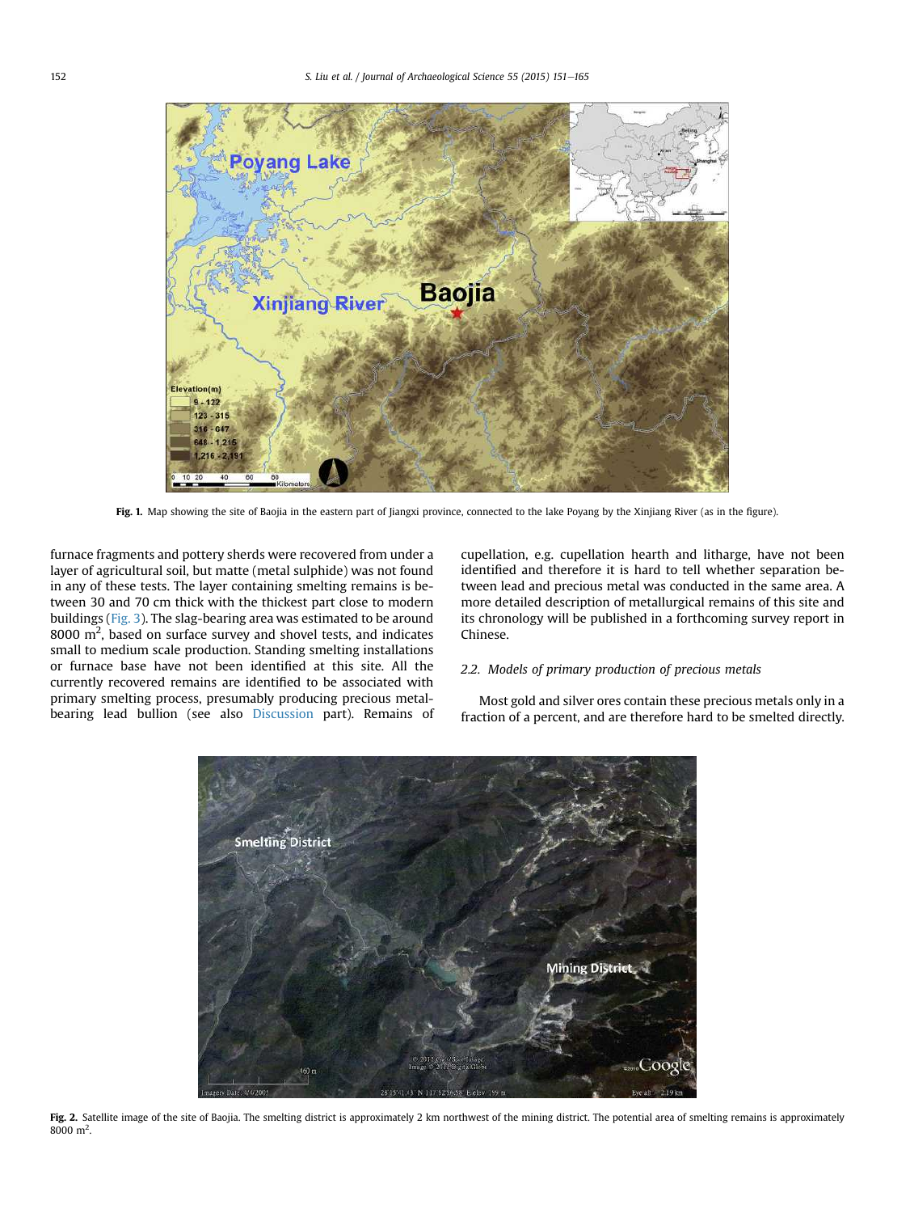Fig. 1. Map showing the site of Baojia in the eastern part of Jiangxi province, connected to the lake Poyang by the Xinjiang River (as in the figure).

furnace fragments and pottery sherds were recovered from under a layer of agricultural soil, but matte (metal sulphide) was not found in any of these tests. The layer containing smelting remains is between 30 and 70 cm thick with the thickest part close to modern buildings (Fig. 3). The slag-bearing area was estimated to be around 8000 $m^2$, based on surface survey and shovel tests, and indicates small to medium scale production. Standing smelting installations or furnace base have not been identified at this site. All the currently recovered remains are identified to be associated with primary smelting process, presumably producing precious metal-bearing lead bullion (see also Discussion part). Remains of cupellation, e.g. cupellation hearth and litharge, have not been identified and therefore it is hard to tell whether separation between lead and precious metal was conducted in the same area. A more detailed description of metallurgical remains of this site and its chronology will be published in a forthcoming survey report in Chinese.

### 2.2. Models of primary production of precious metals

Most gold and silver ores contain these precious metals only in a fraction of a percent, and are therefore hard to be smelted directly.

Fig. 2. Satellite image of the site of Baojia. The smelting district is approximately 2 km northwest of the mining district. The potential area of smelting remains is approximately 8000 $m^2$.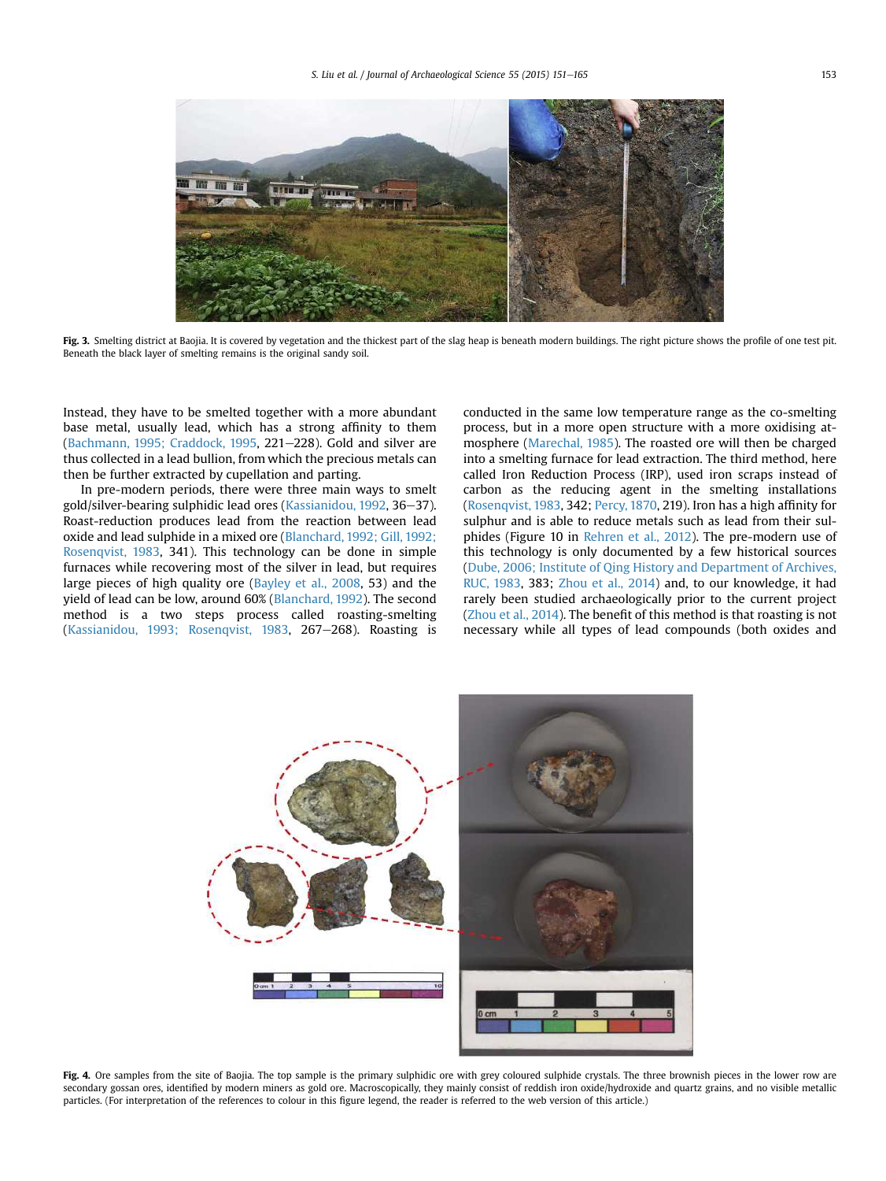Fig. 3. Smelting district at Baojia. It is covered by vegetation and the thickest part of the slag heap is beneath modern buildings. The right picture shows the profile of one test pit. Beneath the black layer of smelting remains is the original sandy soil.

Instead, they have to be smelted together with a more abundant base metal, usually lead, which has a strong affinity to them (Bachmann, 1995; Craddock, 1995, 221–228). Gold and silver are thus collected in a lead bullion, from which the precious metals can then be further extracted by cupellation and parting.

In pre-modern periods, there were three main ways to smelt gold/silver-bearing sulphidic lead ores (Kassianidou, 1992, 36–37). Roast-reduction produces lead from the reaction between lead oxide and lead sulphide in a mixed ore (Blanchard, 1992; Gill, 1992; Rosenqvist, 1983, 341). This technology can be done in simple furnaces while recovering most of the silver in lead, but requires large pieces of high quality ore (Bayley et al., 2008, 53) and the yield of lead can be low, around 60% (Blanchard, 1992). The second method is a two steps process called roasting-smelting (Kassianidou, 1993; Rosenqvist, 1983, 267–268). Roasting is conducted in the same low temperature range as the co-smelting process, but in a more open structure with a more oxidising atmosphere (Marechal, 1985). The roasted ore will then be charged into a smelting furnace for lead extraction. The third method, here called Iron Reduction Process (IRP), used iron scraps instead of carbon as the reducing agent in the smelting installations (Rosenqvist, 1983, 342; Percy, 1870, 219). Iron has a high affinity for sulphur and is able to reduce metals such as lead from their sulphides (Figure 10 in Rehren et al., 2012). The pre-modern use of this technology is only documented by a few historical sources (Dube, 2006; Institute of Qing History and Department of Archives, RUC, 1983, 383; Zhou et al., 2014) and, to our knowledge, it had rarely been studied archaeologically prior to the current project (Zhou et al., 2014). The benefit of this method is that roasting is not necessary while all types of lead compounds (both oxides and

Fig. 4. Ore samples from the site of Baojia. The top sample is the primary sulphidic ore with grey coloured sulphide crystals. The three brownish pieces in the lower row are secondary gossan ores, identified by modern miners as gold ore. Macroscopically, they mainly consist of reddish iron oxide/hydroxide and quartz grains, and no visible metallic particles. (For interpretation of the references to colour in this figure legend, the reader is referred to the web version of this article.)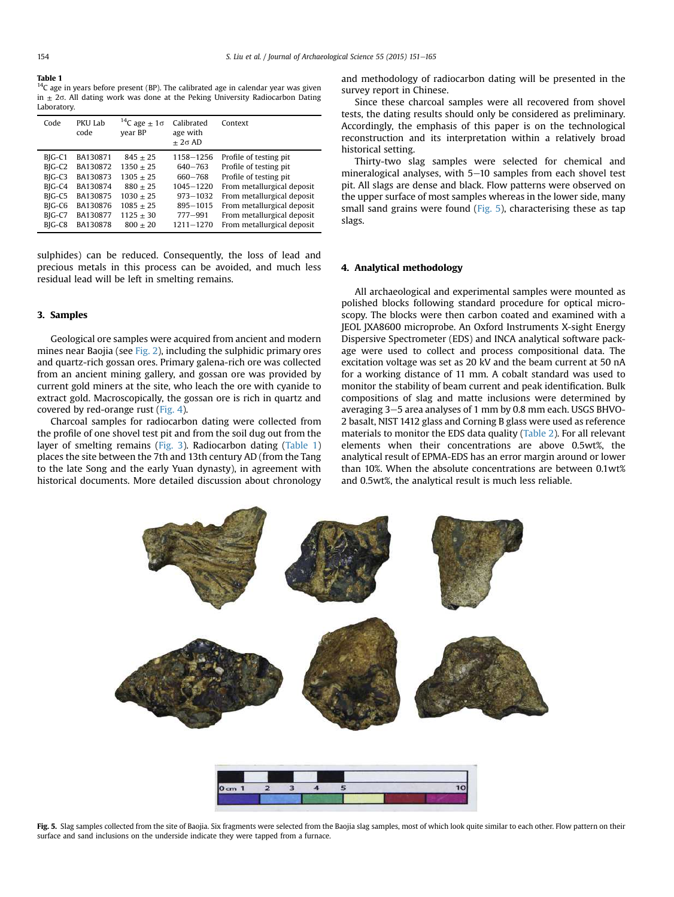**Table 1**
$^{14}C$ age in years before present (BP). The calibrated age in calendar year was given in $\pm$ 2σ. All dating work was done at the Peking University Radiocarbon Dating Laboratory.

| Code | PKU Lab code | $^{14}C$ age $\pm$ 1σ year BP | Calibrated age with $\pm$ 2σ AD | Context |
|---|---|---|---|---|
| BJG-C1 | BA130871 | 845 ± 25 | 1158–1256 | Profile of testing pit |
| BJG-C2 | BA130872 | 1350 ± 25 | 640–763 | Profile of testing pit |
| BJG-C3 | BA130873 | 1305 ± 25 | 660–768 | Profile of testing pit |
| BJG-C4 | BA130874 | 880 ± 25 | 1045–1220 | From metallurgical deposit |
| BJG-C5 | BA130875 | 1030 ± 25 | 973–1032 | From metallurgical deposit |
| BJG-C6 | BA130876 | 1085 ± 25 | 895–1015 | From metallurgical deposit |
| BJG-C7 | BA130877 | 1125 ± 30 | 777–991 | From metallurgical deposit |
| BJG-C8 | BA130878 | 800 ± 20 | 1211–1270 | From metallurgical deposit |

sulphides) can be reduced. Consequently, the loss of lead and precious metals in this process can be avoided, and much less residual lead will be left in smelting remains.

## 3. Samples

Geological ore samples were acquired from ancient and modern mines near Baojia (see Fig. 2), including the sulphidic primary ores and quartz-rich gossan ores. Primary galena-rich ore was collected from an ancient mining gallery, and gossan ore was provided by current gold miners at the site, who leach the ore with cyanide to extract gold. Macroscopically, the gossan ore is rich in quartz and covered by red-orange rust (Fig. 4).

Charcoal samples for radiocarbon dating were collected from the profile of one shovel test pit and from the soil dug out from the layer of smelting remains (Fig. 3). Radiocarbon dating (Table 1) places the site between the 7th and 13th century AD (from the Tang to the late Song and the early Yuan dynasty), in agreement with historical documents. More detailed discussion about chronology and methodology of radiocarbon dating will be presented in the survey report in Chinese.

Since these charcoal samples were all recovered from shovel tests, the dating results should only be considered as preliminary. Accordingly, the emphasis of this paper is on the technological reconstruction and its interpretation within a relatively broad historical setting.

Thirty-two slag samples were selected for chemical and mineralogical analyses, with 5–10 samples from each shovel test pit. All slags are dense and black. Flow patterns were observed on the upper surface of most samples whereas in the lower side, many small sand grains were found (Fig. 5), characterising these as tap slags.

## 4. Analytical methodology

All archaeological and experimental samples were mounted as polished blocks following standard procedure for optical microscopy. The blocks were then carbon coated and examined with a JEOL JXA8600 microprobe. An Oxford Instruments X-sight Energy Dispersive Spectrometer (EDS) and INCA analytical software package were used to collect and process compositional data. The excitation voltage was set as 20 kV and the beam current at 50 nA for a working distance of 11 mm. A cobalt standard was used to monitor the stability of beam current and peak identification. Bulk compositions of slag and matte inclusions were determined by averaging 3–5 area analyses of 1 mm by 0.8 mm each. USGS BHVO-2 basalt, NIST 1412 glass and Corning B glass were used as reference materials to monitor the EDS data quality (Table 2). For all relevant elements when their concentrations are above 0.5wt%, the analytical result of EPMA-EDS has an error margin around or lower than 10%. When the absolute concentrations are between 0.1wt% and 0.5wt%, the analytical result is much less reliable.

**Fig. 5.** Slag samples collected from the site of Baojia. Six fragments were selected from the Baojia slag samples, most of which look quite similar to each other. Flow pattern on their surface and sand inclusions on the underside indicate they were tapped from a furnace.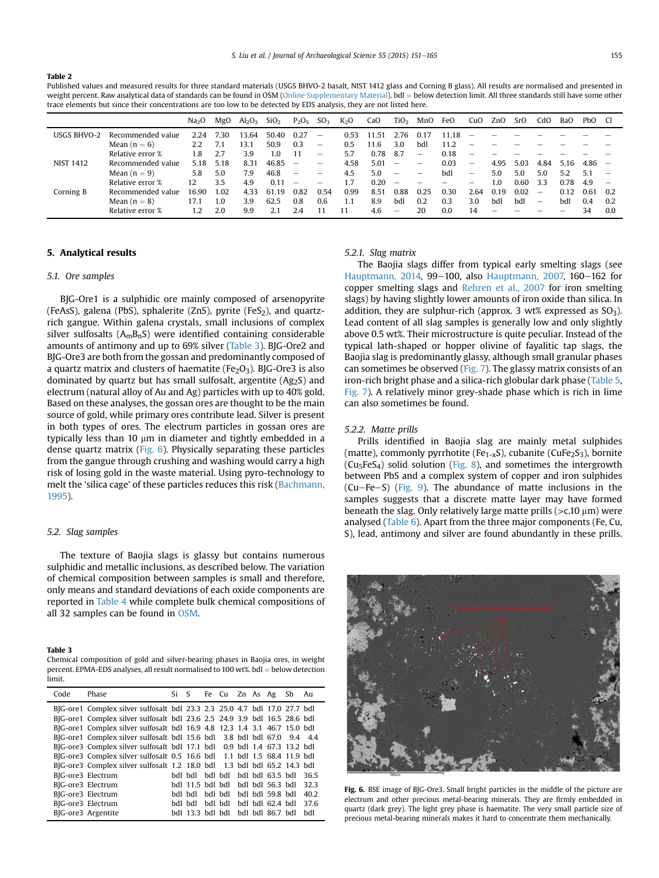**Table 2**
Published values and measured results for three standard materials (USGS BHVO-2 basalt, NIST 1412 glass and Corning B glass). All results are normalised and presented in weight percent. Raw analytical data of standards can be found in OSM (Online Supplementary Material). bdl = below detection limit. All three standards still have some other trace elements but since their concentrations are too low to be detected by EDS analysis, they are not listed here.

| | | $Na_2O$ | MgO | $Al_2O_3$ | $SiO_2$ | $P_2O_5$ | $SO_3$ | $K_2O$ | CaO | $TiO_2$ | MnO | FeO | CuO | ZnO | SrO | CdO | BaO | PbO | Cl |
|---|---|---|---|---|---|---|---|---|---|---|---|---|---|---|---|---|---|---|---|
| USGS BHVO-2 | Recommended value | 2.24 | 7.30 | 13.64 | 50.40 | 0.27 | – | 0.53 | 11.51 | 2.76 | 0.17 | 11.18 | – | – | – | – | – | – | – |
| | Mean (n = 6) | 2.2 | 7.1 | 13.1 | 50.9 | 0.3 | – | 0.5 | 11.6 | 3.0 | bdl | 11.2 | – | – | – | – | – | – | – |
| | Relative error % | 1.8 | 2.7 | 3.9 | 1.0 | 11 | – | 5.7 | 0.78 | 8.7 | – | 0.18 | – | – | – | – | – | – | – |
| NIST 1412 | Recommended value | 5.18 | 5.18 | 8.31 | 46.85 | – | – | 4.58 | 5.01 | – | – | 0.03 | – | 4.95 | 5.03 | 4.84 | 5.16 | 4.86 | – |
| | Mean (n = 9) | 5.8 | 5.0 | 7.9 | 46.8 | – | – | 4.5 | 5.0 | – | – | bdl | – | 5.0 | 5.0 | 5.0 | 5.2 | 5.1 | – |
| | Relative error % | 12 | 3.5 | 4.9 | 0.11 | – | – | 1.7 | 0.20 | – | – | – | – | 1.0 | 0.60 | 3.3 | 0.78 | 4.9 | – |
| Corning B | Recommended value | 16.90 | 1.02 | 4.33 | 61.19 | 0.82 | 0.54 | 0.99 | 8.51 | 0.88 | 0.25 | 0.30 | 2.64 | 0.19 | 0.02 | – | 0.12 | 0.61 | 0.2 |
| | Mean (n = 8) | 17.1 | 1.0 | 3.9 | 62.5 | 0.8 | 0.6 | 1.1 | 8.9 | bdl | 0.2 | 0.3 | 3.0 | bdl | bdl | – | bdl | 0.4 | 0.2 |
| | Relative error % | 1.2 | 2.0 | 9.9 | 2.1 | 2.4 | 11 | 11 | 4.6 | – | 20 | 0.0 | 14 | – | – | – | – | 34 | 0.0 |

## 5. Analytical results

### 5.1. Ore samples

BJG-Ore1 is a sulphidic ore mainly composed of arsenopyrite (FeAsS), galena (PbS), sphalerite (ZnS), pyrite ($FeS_2$), and quartz-rich gangue. Within galena crystals, small inclusions of complex silver sulfosalts ($A_mB_nS$) were identified containing considerable amounts of antimony and up to 69% silver (Table 3). BJG-Ore2 and BJG-Ore3 are both from the gossan and predominantly composed of a quartz matrix and clusters of haematite ($Fe_2O_3$). BJG-Ore3 is also dominated by quartz but has small sulfosalt, argentite ($Ag_2S$) and electrum (natural alloy of Au and Ag) particles with up to 40% gold. Based on these analyses, the gossan ores are thought to be the main source of gold, while primary ores contribute lead. Silver is present in both types of ores. The electrum particles in gossan ores are typically less than 10 μm in diameter and tightly embedded in a dense quartz matrix (Fig. 6). Physically separating these particles from the gangue through crushing and washing would carry a high risk of losing gold in the waste material. Using pyro-technology to melt the 'silica cage' of these particles reduces this risk (Bachmann, 1995).

### 5.2. Slag samples

The texture of Baojia slags is glassy but contains numerous sulphidic and metallic inclusions, as described below. The variation of chemical composition between samples is small and therefore, only means and standard deviations of each oxide components are reported in Table 4 while complete bulk chemical compositions of all 32 samples can be found in OSM.

**Table 3**
Chemical composition of gold and silver-bearing phases in Baojia ores, in weight percent. EPMA-EDS analyses, all result normalised to 100 wt%. bdl = below detection limit.

| Code | Phase | Si | S | Fe | Cu | Zn | As | Ag | Sb | Au |
|---|---|---|---|---|---|---|---|---|---|---|
| BJG-ore1 | Complex silver sulfosalt | bdl | 23.3 | 2.3 | 25.0 | 4.7 | bdl | 17.0 | 27.7 | bdl |
| BJG-ore1 | Complex silver sulfosalt | bdl | 23.6 | 2.5 | 24.9 | 3.9 | bdl | 16.5 | 28.6 | bdl |
| BJG-ore1 | Complex silver sulfosalt | bdl | 16.9 | 4.8 | 12.3 | 1.4 | 3.1 | 46.7 | 15.0 | bdl |
| BJG-ore1 | Complex silver sulfosalt | bdl | 15.6 | bdl | 3.8 | bdl | bdl | 67.0 | 9.4 | 4.4 |
| BJG-ore3 | Complex silver sulfosalt | bdl | 17.1 | bdl | 0.9 | bdl | 1.4 | 67.3 | 13.2 | bdl |
| BJG-ore3 | Complex silver sulfosalt | 0.5 | 16.6 | bdl | 1.1 | bdl | 1.5 | 68.4 | 11.9 | bdl |
| BJG-ore3 | Complex silver sulfosalt | 1.2 | 18.0 | bdl | 1.3 | bdl | bdl | 65.2 | 14.3 | bdl |
| BJG-ore3 | Electrum | bdl | bdl | bdl | bdl | bdl | bdl | 63.5 | bdl | 36.5 |
| BJG-ore3 | Electrum | bdl | 11.5 | bdl | bdl | bdl | bdl | 56.3 | bdl | 32.3 |
| BJG-ore3 | Electrum | bdl | bdl | bdl | bdl | bdl | bdl | 59.8 | bdl | 40.2 |
| BJG-ore3 | Electrum | bdl | bdl | bdl | bdl | bdl | bdl | 62.4 | bdl | 37.6 |
| BJG-ore3 | Argentite | bdl | 13.3 | bdl | bdl | bdl | bdl | 86.7 | bdl | bdl |

#### 5.2.1. Slag matrix

The Baojia slags differ from typical early smelting slags (see Hauptmann, 2014, 99–100, also Hauptmann, 2007, 160–162 for copper smelting slags and Rehren et al., 2007 for iron smelting slags) by having slightly lower amounts of iron oxide than silica. In addition, they are sulphur-rich (approx. 3 wt% expressed as $SO_3$). Lead content of all slag samples is generally low and only slightly above 0.5 wt%. Their microstructure is quite peculiar. Instead of the typical lath-shaped or hopper olivine of fayalitic tap slags, the Baojia slag is predominantly glassy, although small granular phases can sometimes be observed (Fig. 7). The glassy matrix consists of an iron-rich bright phase and a silica-rich globular dark phase (Table 5, Fig. 7). A relatively minor grey-shade phase which is rich in lime can also sometimes be found.

#### 5.2.2. Matte prills

Prills identified in Baojia slag are mainly metal sulphides (matte), commonly pyrrhotite ($Fe_{1-x}S$), cubanite ($CuFe_2S_3$), bornite ($Cu_5FeS_4$) solid solution (Fig. 8), and sometimes the intergrowth between PbS and a complex system of copper and iron sulphides (Cu–Fe–S) (Fig. 9). The abundance of matte inclusions in the samples suggests that a discrete matte layer may have formed beneath the slag. Only relatively large matte prills (>c.10 μm) were analysed (Table 6). Apart from the three major components (Fe, Cu, S), lead, antimony and silver are found abundantly in these prills.

**Fig. 6.** BSE image of BJG-Ore3. Small bright particles in the middle of the picture are electrum and other precious metal-bearing minerals. They are firmly embedded in quartz (dark grey). The light grey phase is haematite. The very small particle size of precious metal-bearing minerals makes it hard to concentrate them mechanically.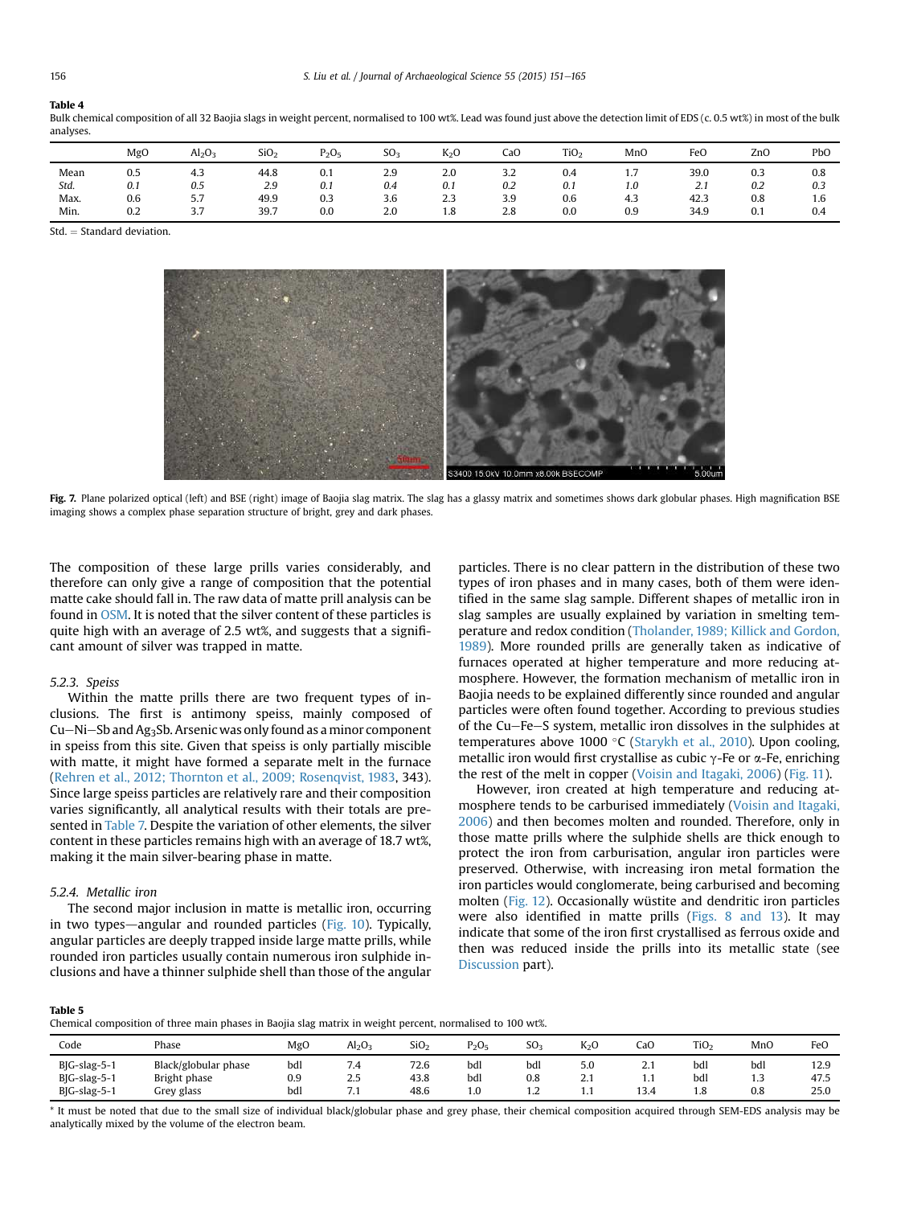**Table 4**
Bulk chemical composition of all 32 Baojia slags in weight percent, normalised to 100 wt%. Lead was found just above the detection limit of EDS (c. 0.5 wt%) in most of the bulk analyses.

| | MgO | $Al_2O_3$ | $SiO_2$ | $P_2O_5$ | $SO_3$ | $K_2O$ | CaO | $TiO_2$ | MnO | FeO | ZnO | PbO |
|---|---|---|---|---|---|---|---|---|---|---|---|---|
| Mean | 0.5 | 4.3 | 44.8 | 0.1 | 2.9 | 2.0 | 3.2 | 0.4 | 1.7 | 39.0 | 0.3 | 0.8 |
| *Std.* | *0.1* | *0.5* | *2.9* | *0.1* | *0.4* | *0.1* | *0.2* | *0.1* | *1.0* | *2.1* | *0.2* | *0.3* |
| Max. | 0.6 | 5.7 | 49.9 | 0.3 | 3.6 | 2.3 | 3.9 | 0.6 | 4.3 | 42.3 | 0.8 | 1.6 |
| Min. | 0.2 | 3.7 | 39.7 | 0.0 | 2.0 | 1.8 | 2.8 | 0.0 | 0.9 | 34.9 | 0.1 | 0.4 |

Std. = Standard deviation.

**Fig. 7.** Plane polarized optical (left) and BSE (right) image of Baojia slag matrix. The slag has a glassy matrix and sometimes shows dark globular phases. High magnification BSE imaging shows a complex phase separation structure of bright, grey and dark phases.

The composition of these large prills varies considerably, and therefore can only give a range of composition that the potential matte cake should fall in. The raw data of matte prill analysis can be found in OSM. It is noted that the silver content of these particles is quite high with an average of 2.5 wt%, and suggests that a significant amount of silver was trapped in matte.

### 5.2.3. Speiss

Within the matte prills there are two frequent types of inclusions. The first is antimony speiss, mainly composed of Cu–Ni–Sb and $Ag_3Sb$. Arsenic was only found as a minor component in speiss from this site. Given that speiss is only partially miscible with matte, it might have formed a separate melt in the furnace (Rehren et al., 2012; Thornton et al., 2009; Rosenqvist, 1983, 343). Since large speiss particles are relatively rare and their composition varies significantly, all analytical results with their totals are presented in Table 7. Despite the variation of other elements, the silver content in these particles remains high with an average of 18.7 wt%, making it the main silver-bearing phase in matte.

### 5.2.4. Metallic iron

The second major inclusion in matte is metallic iron, occurring in two types—angular and rounded particles (Fig. 10). Typically, angular particles are deeply trapped inside large matte prills, while rounded iron particles usually contain numerous iron sulphide inclusions and have a thinner sulphide shell than those of the angular particles. There is no clear pattern in the distribution of these two types of iron phases and in many cases, both of them were identified in the same slag sample. Different shapes of metallic iron in slag samples are usually explained by variation in smelting temperature and redox condition (Tholander, 1989; Killick and Gordon, 1989). More rounded prills are generally taken as indicative of furnaces operated at higher temperature and more reducing atmosphere. However, the formation mechanism of metallic iron in Baojia needs to be explained differently since rounded and angular particles were often found together. According to previous studies of the Cu–Fe–S system, metallic iron dissolves in the sulphides at temperatures above 1000 °C (Starykh et al., 2010). Upon cooling, metallic iron would first crystallise as cubic γ-Fe or α-Fe, enriching the rest of the melt in copper (Voisin and Itagaki, 2006) (Fig. 11).

However, iron created at high temperature and reducing atmosphere tends to be carburised immediately (Voisin and Itagaki, 2006) and then becomes molten and rounded. Therefore, only in those matte prills where the sulphide shells are thick enough to protect the iron from carburisation, angular iron particles were preserved. Otherwise, with increasing iron metal formation the iron particles would conglomerate, being carburised and becoming molten (Fig. 12). Occasionally wüstite and dendritic iron particles were also identified in matte prills (Figs. 8 and 13). It may indicate that some of the iron first crystallised as ferrous oxide and then was reduced inside the prills into its metallic state (see Discussion part).

**Table 5**
Chemical composition of three main phases in Baojia slag matrix in weight percent, normalised to 100 wt%.

| Code | Phase | MgO | $Al_2O_3$ | $SiO_2$ | $P_2O_5$ | $SO_3$ | $K_2O$ | CaO | $TiO_2$ | MnO | FeO |
|---|---|---|---|---|---|---|---|---|---|---|---|
| BJG-slag-5-1 | Black/globular phase | bdl | 7.4 | 72.6 | bdl | bdl | 5.0 | 2.1 | bdl | bdl | 12.9 |
| BJG-slag-5-1 | Bright phase | 0.9 | 2.5 | 43.8 | bdl | 0.8 | 2.1 | 1.1 | bdl | 1.3 | 47.5 |
| BJG-slag-5-1 | Grey glass | bdl | 7.1 | 48.6 | 1.0 | 1.2 | 1.1 | 13.4 | 1.8 | 0.8 | 25.0 |

* It must be noted that due to the small size of individual black/globular phase and grey phase, their chemical composition acquired through SEM-EDS analysis may be analytically mixed by the volume of the electron beam.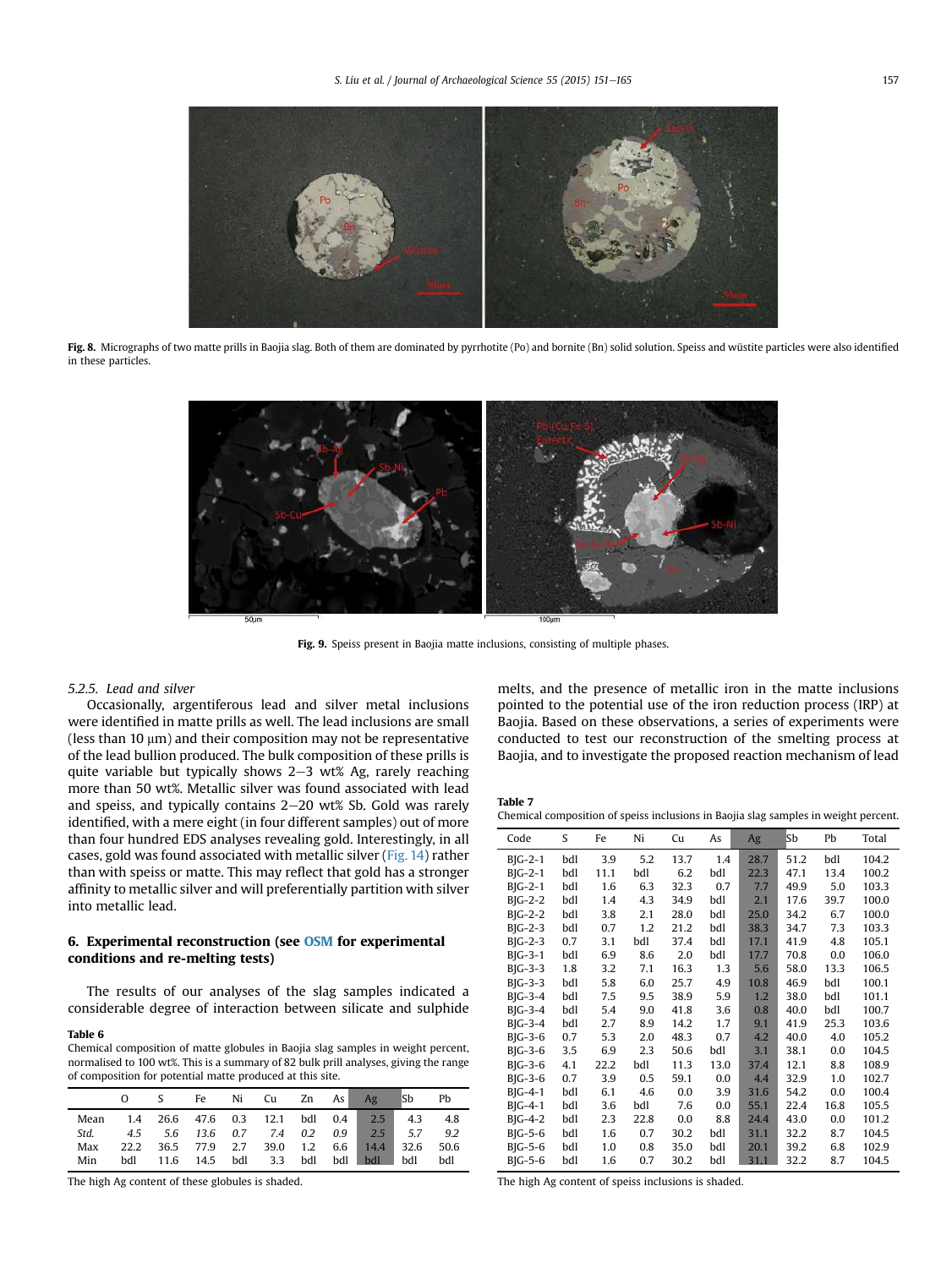Fig. 8. Micrographs of two matte prills in Baojia slag. Both of them are dominated by pyrrhotite (Po) and bornite (Bn) solid solution. Speiss and wüstite particles were also identified in these particles.

Fig. 9. Speiss present in Baojia matte inclusions, consisting of multiple phases.

#### 5.2.5. Lead and silver

Occasionally, argentiferous lead and silver metal inclusions were identified in matte prills as well. The lead inclusions are small (less than 10 μm) and their composition may not be representative of the lead bullion produced. The bulk composition of these prills is quite variable but typically shows 2–3 wt% Ag, rarely reaching more than 50 wt%. Metallic silver was found associated with lead and speiss, and typically contains 2–20 wt% Sb. Gold was rarely identified, with a mere eight (in four different samples) out of more than four hundred EDS analyses revealing gold. Interestingly, in all cases, gold was found associated with metallic silver (Fig. 14) rather than with speiss or matte. This may reflect that gold has a stronger affinity to metallic silver and will preferentially partition with silver into metallic lead.

## 6. Experimental reconstruction (see OSM for experimental conditions and re-melting tests)

The results of our analyses of the slag samples indicated a considerable degree of interaction between silicate and sulphide melts, and the presence of metallic iron in the matte inclusions pointed to the potential use of the iron reduction process (IRP) at Baojia. Based on these observations, a series of experiments were conducted to test our reconstruction of the smelting process at Baojia, and to investigate the proposed reaction mechanism of lead

**Table 6**
Chemical composition of matte globules in Baojia slag samples in weight percent, normalised to 100 wt%. This is a summary of 82 bulk prill analyses, giving the range of composition for potential matte produced at this site.

| | O | S | Fe | Ni | Cu | Zn | As | Ag | Sb | Pb |
|---|---|---|---|---|---|---|---|---|---|---|
| Mean | 1.4 | 26.6 | 47.6 | 0.3 | 12.1 | bdl | 0.4 | 2.5 | 4.3 | 4.8 |
| *Std.* | *4.5* | *5.6* | *13.6* | *0.7* | *7.4* | *0.2* | *0.9* | *2.5* | *5.7* | *9.2* |
| Max | 22.2 | 36.5 | 77.9 | 2.7 | 39.0 | 1.2 | 6.6 | 14.4 | 32.6 | 50.6 |
| Min | bdl | 11.6 | 14.5 | bdl | 3.3 | bdl | bdl | bdl | bdl | bdl |

The high Ag content of these globules is shaded.

**Table 7**
Chemical composition of speiss inclusions in Baojia slag samples in weight percent.

| Code | S | Fe | Ni | Cu | As | Ag | Sb | Pb | Total |
|---|---|---|---|---|---|---|---|---|---|
| BJG-2-1 | bdl | 3.9 | 5.2 | 13.7 | 1.4 | 28.7 | 51.2 | bdl | 104.2 |
| BJG-2-1 | bdl | 11.1 | bdl | 6.2 | bdl | 22.3 | 47.1 | 13.4 | 100.2 |
| BJG-2-1 | bdl | 1.6 | 6.3 | 32.3 | 0.7 | 7.7 | 49.9 | 5.0 | 103.3 |
| BJG-2-2 | bdl | 1.4 | 4.3 | 34.9 | bdl | 2.1 | 17.6 | 39.7 | 100.0 |
| BJG-2-2 | bdl | 3.8 | 2.1 | 28.0 | bdl | 25.0 | 34.2 | 6.7 | 100.0 |
| BJG-2-3 | bdl | 0.7 | 1.2 | 21.2 | bdl | 38.3 | 34.7 | 7.3 | 103.3 |
| BJG-2-3 | 0.7 | 3.1 | bdl | 37.4 | bdl | 17.1 | 41.9 | 4.8 | 105.1 |
| BJG-3-1 | bdl | 6.9 | 8.6 | 2.0 | bdl | 17.7 | 70.8 | 0.0 | 106.0 |
| BJG-3-3 | 1.8 | 3.2 | 7.1 | 16.3 | 1.3 | 5.6 | 58.0 | 13.3 | 106.5 |
| BJG-3-3 | bdl | 5.8 | 6.0 | 25.7 | 4.9 | 10.8 | 46.9 | bdl | 100.1 |
| BJG-3-4 | bdl | 7.5 | 9.5 | 38.9 | 5.9 | 1.2 | 38.0 | bdl | 101.1 |
| BJG-3-4 | bdl | 5.4 | 9.0 | 41.8 | 3.6 | 0.8 | 40.0 | bdl | 100.7 |
| BJG-3-4 | bdl | 2.7 | 8.9 | 14.2 | 1.7 | 9.1 | 41.9 | 25.3 | 103.6 |
| BJG-3-6 | 0.7 | 5.3 | 2.0 | 48.3 | 0.7 | 4.2 | 40.0 | 4.0 | 105.2 |
| BJG-3-6 | 3.5 | 6.9 | 2.3 | 50.6 | bdl | 3.1 | 38.1 | 0.0 | 104.5 |
| BJG-3-6 | 4.1 | 22.2 | bdl | 11.3 | 13.0 | 37.4 | 12.1 | 8.8 | 108.9 |
| BJG-3-6 | 0.7 | 3.9 | 0.5 | 59.1 | 0.0 | 4.4 | 32.9 | 1.0 | 102.7 |
| BJG-4-1 | bdl | 6.1 | 4.6 | 0.0 | 3.9 | 31.6 | 54.2 | 0.0 | 100.4 |
| BJG-4-1 | bdl | 3.6 | bdl | 7.6 | 0.0 | 55.1 | 22.4 | 16.8 | 105.5 |
| BJG-4-2 | bdl | 2.3 | 22.8 | 0.0 | 8.8 | 24.4 | 43.0 | 0.0 | 101.2 |
| BJG-5-6 | bdl | 1.6 | 0.7 | 30.2 | bdl | 31.1 | 32.2 | 8.7 | 104.5 |
| BJG-5-6 | bdl | 1.0 | 0.8 | 35.0 | bdl | 20.1 | 39.2 | 6.8 | 102.9 |
| BJG-5-6 | bdl | 1.6 | 0.7 | 30.2 | bdl | 31.1 | 32.2 | 8.7 | 104.5 |

The high Ag content of speiss inclusions is shaded.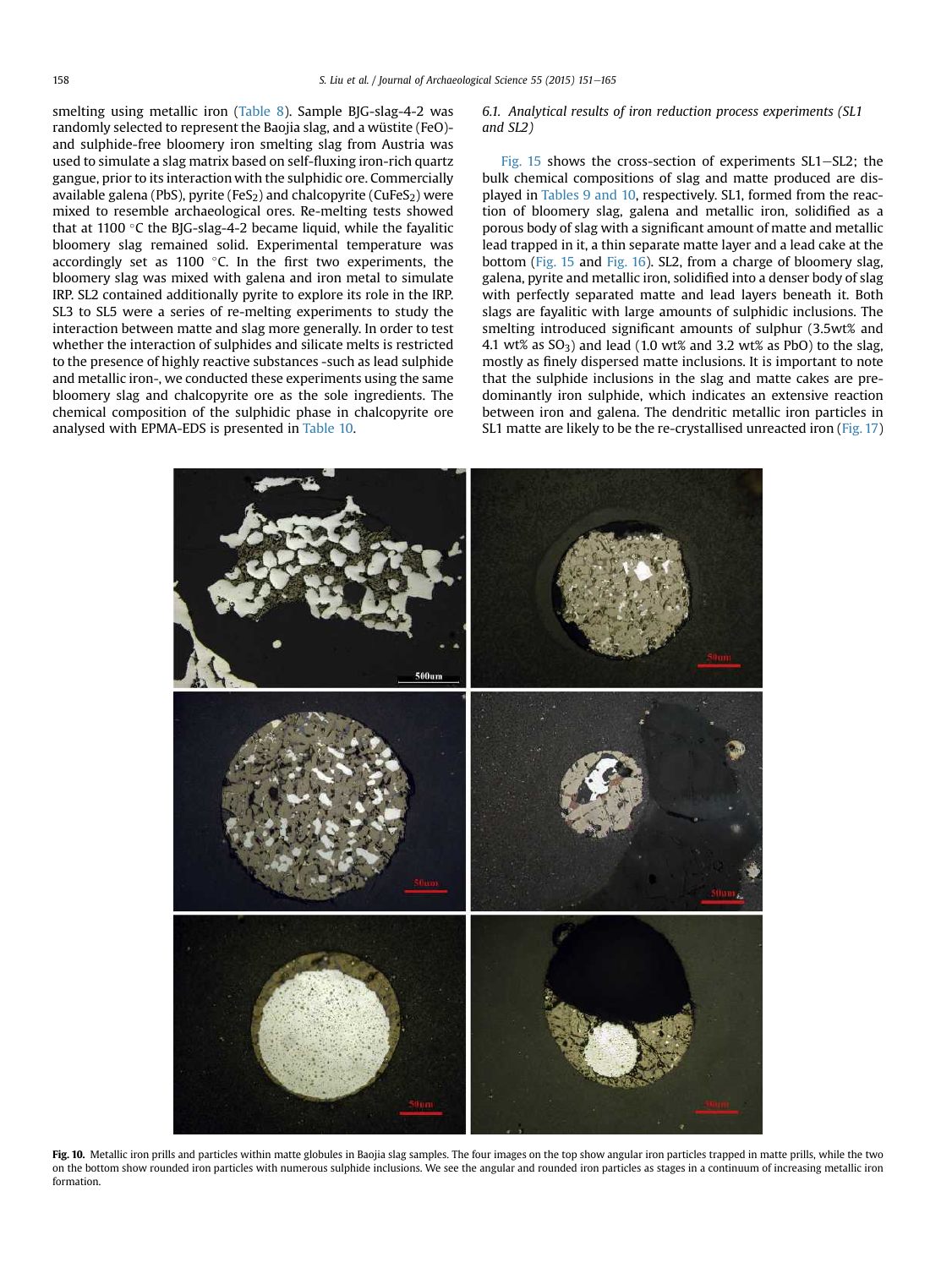smelting using metallic iron (Table 8). Sample BJG-slag-4-2 was randomly selected to represent the Baojia slag, and a wüstite (FeO)- and sulphide-free bloomery iron smelting slag from Austria was used to simulate a slag matrix based on self-fluxing iron-rich quartz gangue, prior to its interaction with the sulphidic ore. Commercially available galena (PbS), pyrite ($FeS_2$) and chalcopyrite ($CuFeS_2$) were mixed to resemble archaeological ores. Re-melting tests showed that at 1100 °C the BJG-slag-4-2 became liquid, while the fayalitic bloomery slag remained solid. Experimental temperature was accordingly set as 1100 °C. In the first two experiments, the bloomery slag was mixed with galena and iron metal to simulate IRP. SL2 contained additionally pyrite to explore its role in the IRP. SL3 to SL5 were a series of re-melting experiments to study the interaction between matte and slag more generally. In order to test whether the interaction of sulphides and silicate melts is restricted to the presence of highly reactive substances -such as lead sulphide and metallic iron-, we conducted these experiments using the same bloomery slag and chalcopyrite ore as the sole ingredients. The chemical composition of the sulphidic phase in chalcopyrite ore analysed with EPMA-EDS is presented in Table 10.

### *6.1. Analytical results of iron reduction process experiments (SL1 and SL2)*

Fig. 15 shows the cross-section of experiments SL1–SL2; the bulk chemical compositions of slag and matte produced are displayed in Tables 9 and 10, respectively. SL1, formed from the reaction of bloomery slag, galena and metallic iron, solidified as a porous body of slag with a significant amount of matte and metallic lead trapped in it, a thin separate matte layer and a lead cake at the bottom (Fig. 15 and Fig. 16). SL2, from a charge of bloomery slag, galena, pyrite and metallic iron, solidified into a denser body of slag with perfectly separated matte and lead layers beneath it. Both slags are fayalitic with large amounts of sulphidic inclusions. The smelting introduced significant amounts of sulphur (3.5wt% and 4.1 wt% as $SO_3$) and lead (1.0 wt% and 3.2 wt% as PbO) to the slag, mostly as finely dispersed matte inclusions. It is important to note that the sulphide inclusions in the slag and matte cakes are predominantly iron sulphide, which indicates an extensive reaction between iron and galena. The dendritic metallic iron particles in SL1 matte are likely to be the re-crystallised unreacted iron (Fig. 17)

**Fig. 10.** Metallic iron prills and particles within matte globules in Baojia slag samples. The four images on the top show angular iron particles trapped in matte prills, while the two on the bottom show rounded iron particles with numerous sulphide inclusions. We see the angular and rounded iron particles as stages in a continuum of increasing metallic iron formation.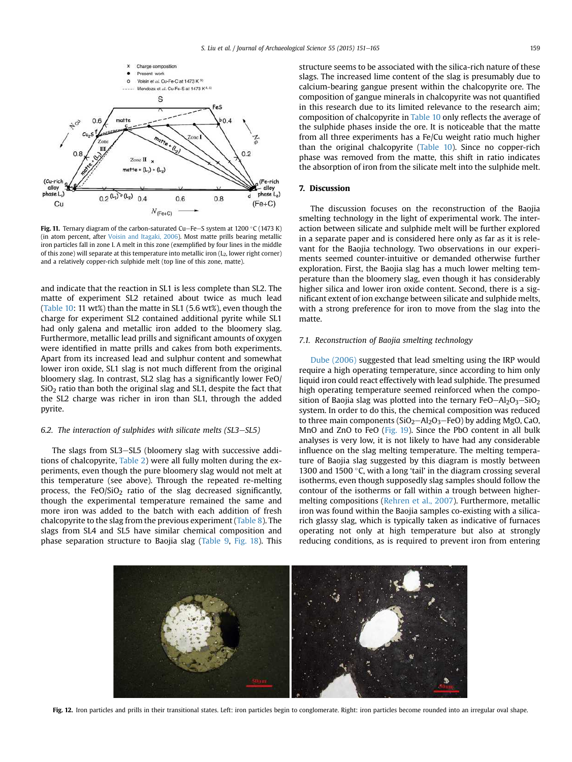Fig. 11. Ternary diagram of the carbon-saturated Cu–Fe–S system at 1200 °C (1473 K) (in atom percent, after Voisin and Itagaki, 2006). Most matte prills bearing metallic iron particles fall in zone I. A melt in this zone (exemplified by four lines in the middle of this zone) will separate at this temperature into metallic iron ($L_2$, lower right corner) and a relatively copper-rich sulphide melt (top line of this zone, matte).

and indicate that the reaction in SL1 is less complete than SL2. The matte of experiment SL2 retained about twice as much lead (Table 10: 11 wt%) than the matte in SL1 (5.6 wt%), even though the charge for experiment SL2 contained additional pyrite while SL1 had only galena and metallic iron added to the bloomery slag. Furthermore, metallic lead prills and significant amounts of oxygen were identified in matte prills and cakes from both experiments. Apart from its increased lead and sulphur content and somewhat lower iron oxide, SL1 slag is not much different from the original bloomery slag. In contrast, SL2 slag has a significantly lower $FeO/SiO_2$ ratio than both the original slag and SL1, despite the fact that the SL2 charge was richer in iron than SL1, through the added pyrite.

### 6.2. The interaction of sulphides with silicate melts (SL3–SL5)

The slags from SL3–SL5 (bloomery slag with successive additions of chalcopyrite, Table 2) were all fully molten during the experiments, even though the pure bloomery slag would not melt at this temperature (see above). Through the repeated re-melting process, the $FeO/SiO_2$ ratio of the slag decreased significantly, though the experimental temperature remained the same and more iron was added to the batch with each addition of fresh chalcopyrite to the slag from the previous experiment (Table 8). The slags from SL4 and SL5 have similar chemical composition and phase separation structure to Baojia slag (Table 9, Fig. 18). This structure seems to be associated with the silica-rich nature of these slags. The increased lime content of the slag is presumably due to calcium-bearing gangue present within the chalcopyrite ore. The composition of gangue minerals in chalcopyrite was not quantified in this research due to its limited relevance to the research aim; composition of chalcopyrite in Table 10 only reflects the average of the sulphide phases inside the ore. It is noticeable that the matte from all three experiments has a Fe/Cu weight ratio much higher than the original chalcopyrite (Table 10). Since no copper-rich phase was removed from the matte, this shift in ratio indicates the absorption of iron from the silicate melt into the sulphide melt.

## 7. Discussion

The discussion focuses on the reconstruction of the Baojia smelting technology in the light of experimental work. The interaction between silicate and sulphide melt will be further explored in a separate paper and is considered here only as far as it is relevant for the Baojia technology. Two observations in our experiments seemed counter-intuitive or demanded otherwise further exploration. First, the Baojia slag has a much lower melting temperature than the bloomery slag, even though it has considerably higher silica and lower iron oxide content. Second, there is a significant extent of ion exchange between silicate and sulphide melts, with a strong preference for iron to move from the slag into the matte.

### 7.1. Reconstruction of Baojia smelting technology

Dube (2006) suggested that lead smelting using the IRP would require a high operating temperature, since according to him only liquid iron could react effectively with lead sulphide. The presumed high operating temperature seemed reinforced when the composition of Baojia slag was plotted into the ternary $FeO–Al_2O_3–SiO_2$ system. In order to do this, the chemical composition was reduced to three main components ($SiO_2–Al_2O_3–FeO$) by adding MgO, CaO, MnO and ZnO to FeO (Fig. 19). Since the PbO content in all bulk analyses is very low, it is not likely to have had any considerable influence on the slag melting temperature. The melting temperature of Baojia slag suggested by this diagram is mostly between 1300 and 1500 °C, with a long 'tail' in the diagram crossing several isotherms, even though supposedly slag samples should follow the contour of the isotherms or fall within a trough between higher-melting compositions (Rehren et al., 2007). Furthermore, metallic iron was found within the Baojia samples co-existing with a silica-rich glassy slag, which is typically taken as indicative of furnaces operating not only at high temperature but also at strongly reducing conditions, as is required to prevent iron from entering

Fig. 12. Iron particles and prills in their transitional states. Left: iron particles begin to conglomerate. Right: iron particles become rounded into an irregular oval shape.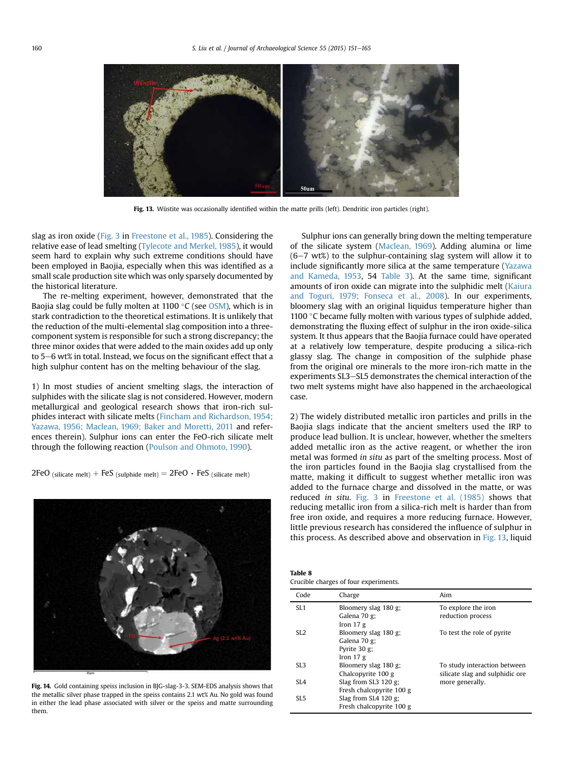Fig. 13. Wüstite was occasionally identified within the matte prills (left). Dendritic iron particles (right).

slag as iron oxide (Fig. 3 in Freestone et al., 1985). Considering the relative ease of lead smelting (Tylecote and Merkel, 1985), it would seem hard to explain why such extreme conditions should have been employed in Baojia, especially when this was identified as a small scale production site which was only sparsely documented by the historical literature.

The re-melting experiment, however, demonstrated that the Baojia slag could be fully molten at 1100 °C (see OSM), which is in stark contradiction to the theoretical estimations. It is unlikely that the reduction of the multi-elemental slag composition into a three-component system is responsible for such a strong discrepancy; the three minor oxides that were added to the main oxides add up only to 5–6 wt% in total. Instead, we focus on the significant effect that a high sulphur content has on the melting behaviour of the slag.

1) In most studies of ancient smelting slags, the interaction of sulphides with the silicate slag is not considered. However, modern metallurgical and geological research shows that iron-rich sulphides interact with silicate melts (Fincham and Richardson, 1954; Yazawa, 1956; Maclean, 1969; Baker and Moretti, 2011 and references therein). Sulphur ions can enter the FeO-rich silicate melt through the following reaction (Poulson and Ohmoto, 1990).

$$2FeO_{\text{(silicate melt)}} + FeS_{\text{(sulphide melt)}} = 2FeO \cdot FeS_{\text{(silicate melt)}}$$

Fig. 14. Gold containing speiss inclusion in BJG-slag-3-3. SEM-EDS analysis shows that the metallic silver phase trapped in the speiss contains 2.1 wt% Au. No gold was found in either the lead phase associated with silver or the speiss and matte surrounding them.

Sulphur ions can generally bring down the melting temperature of the silicate system (Maclean, 1969). Adding alumina or lime (6–7 wt%) to the sulphur-containing slag system will allow it to include significantly more silica at the same temperature (Yazawa and Kameda, 1953, 54 Table 3). At the same time, significant amounts of iron oxide can migrate into the sulphidic melt (Kaiura and Toguri, 1979; Fonseca et al., 2008). In our experiments, bloomery slag with an original liquidus temperature higher than 1100 °C became fully molten with various types of sulphide added, demonstrating the fluxing effect of sulphur in the iron oxide-silica system. It thus appears that the Baojia furnace could have operated at a relatively low temperature, despite producing a silica-rich glassy slag. The change in composition of the sulphide phase from the original ore minerals to the more iron-rich matte in the experiments SL3–SL5 demonstrates the chemical interaction of the two melt systems might have also happened in the archaeological case.

2) The widely distributed metallic iron particles and prills in the Baojia slags indicate that the ancient smelters used the IRP to produce lead bullion. It is unclear, however, whether the smelters added metallic iron as the active reagent, or whether the iron metal was formed *in situ* as part of the smelting process. Most of the iron particles found in the Baojia slag crystallised from the matte, making it difficult to suggest whether metallic iron was added to the furnace charge and dissolved in the matte, or was reduced *in situ*. Fig. 3 in Freestone et al. (1985) shows that reducing metallic iron from a silica-rich melt is harder than from free iron oxide, and requires a more reducing furnace. However, little previous research has considered the influence of sulphur in this process. As described above and observation in Fig. 13, liquid

**Table 8**
Crucible charges of four experiments.

| Code | Charge | Aim |
|---|---|---|
| SL1 | Bloomery slag 180 g; Galena 70 g; Iron 17 g | To explore the iron reduction process |
| SL2 | Bloomery slag 180 g; Galena 70 g; Pyrite 30 g; Iron 17 g | To test the role of pyrite |
| SL3 | Bloomery slag 180 g; Chalcopyrite 100 g | To study interaction between silicate slag and sulphidic ore more generally. |
| SL4 | Slag from SL3 120 g; Fresh chalcopyrite 100 g | |
| SL5 | Slag from SL4 120 g; Fresh chalcopyrite 100 g | |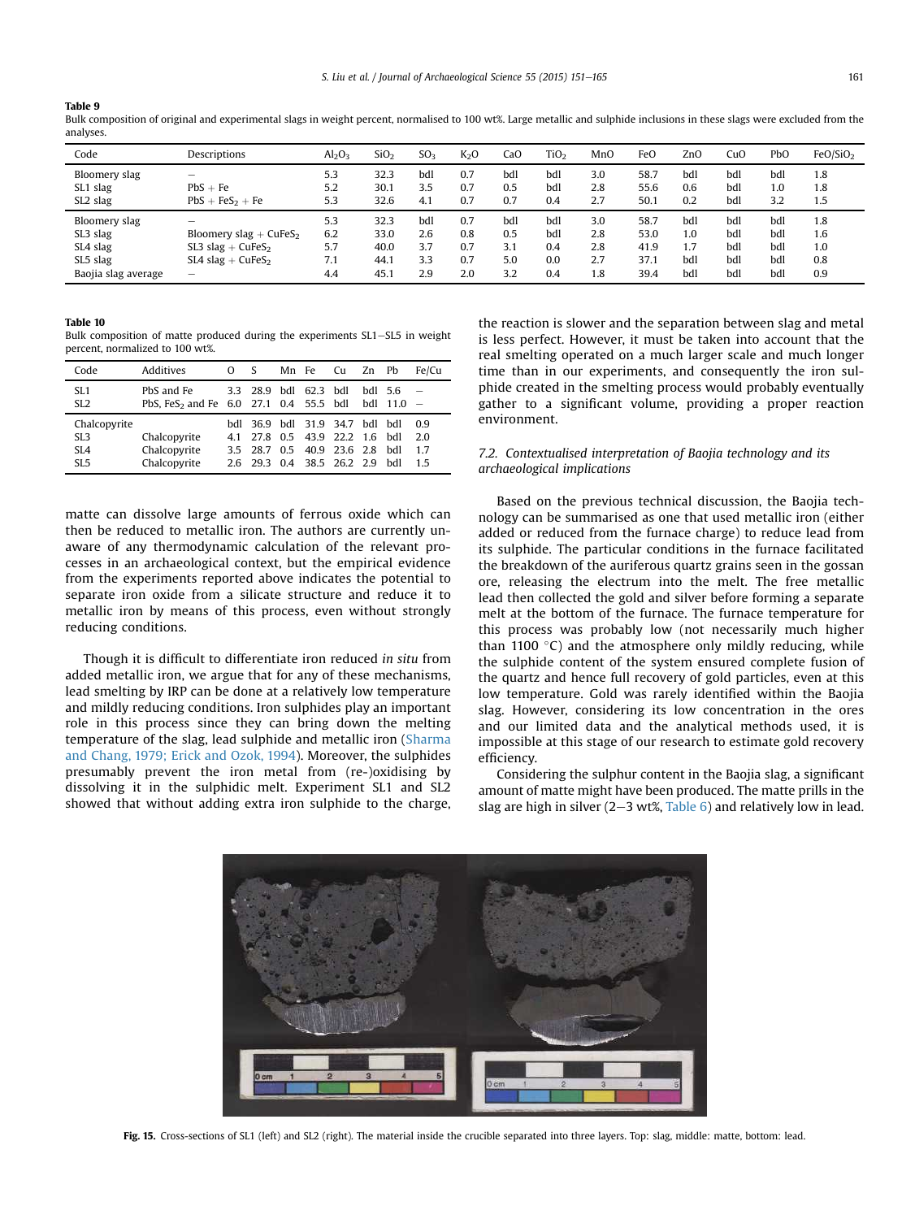**Table 9**
Bulk composition of original and experimental slags in weight percent, normalised to 100 wt%. Large metallic and sulphide inclusions in these slags were excluded from the analyses.

| Code | Descriptions | $Al_2O_3$ | $SiO_2$ | $SO_3$ | $K_2O$ | CaO | $TiO_2$ | MnO | FeO | ZnO | CuO | PbO | $FeO/SiO_2$ |
|---|---|---|---|---|---|---|---|---|---|---|---|---|---|
| Bloomery slag | – | 5.3 | 32.3 | bdl | 0.7 | bdl | bdl | 3.0 | 58.7 | bdl | bdl | bdl | 1.8 |
| SL1 slag | PbS + Fe | 5.2 | 30.1 | 3.5 | 0.7 | 0.5 | bdl | 2.8 | 55.6 | 0.6 | bdl | 1.0 | 1.8 |
| SL2 slag | PbS + $FeS_2$ + Fe | 5.3 | 32.6 | 4.1 | 0.7 | 0.7 | 0.4 | 2.7 | 50.1 | 0.2 | bdl | 3.2 | 1.5 |
| Bloomery slag | – | 5.3 | 32.3 | bdl | 0.7 | bdl | bdl | 3.0 | 58.7 | bdl | bdl | bdl | 1.8 |
| SL3 slag | Bloomery slag + $CuFeS_2$ | 6.2 | 33.0 | 2.6 | 0.8 | 0.5 | bdl | 2.8 | 53.0 | 1.0 | bdl | bdl | 1.6 |
| SL4 slag | SL3 slag + $CuFeS_2$ | 5.7 | 40.0 | 3.7 | 0.7 | 3.1 | 0.4 | 2.8 | 41.9 | 1.7 | bdl | bdl | 1.0 |
| SL5 slag | SL4 slag + $CuFeS_2$ | 7.1 | 44.1 | 3.3 | 0.7 | 5.0 | 0.0 | 2.7 | 37.1 | bdl | bdl | bdl | 0.8 |
| Baojia slag average | – | 4.4 | 45.1 | 2.9 | 2.0 | 3.2 | 0.4 | 1.8 | 39.4 | bdl | bdl | bdl | 0.9 |

**Table 10**
Bulk composition of matte produced during the experiments SL1–SL5 in weight percent, normalized to 100 wt%.

| Code | Additives | O | S | Mn | Fe | Cu | Zn | Pb | Fe/Cu |
|---|---|---|---|---|---|---|---|---|---|
| SL1 | PbS and Fe | 3.3 | 28.9 | bdl | 62.3 | bdl | bdl | 5.6 | – |
| SL2 | PbS, $FeS_2$ and Fe | 6.0 | 27.1 | 0.4 | 55.5 | bdl | bdl | 11.0 | – |
| Chalcopyrite | | bdl | 36.9 | bdl | 31.9 | 34.7 | bdl | bdl | 0.9 |
| SL3 | Chalcopyrite | 4.1 | 27.8 | 0.5 | 43.9 | 22.2 | 1.6 | bdl | 2.0 |
| SL4 | Chalcopyrite | 3.5 | 28.7 | 0.5 | 40.9 | 23.6 | 2.8 | bdl | 1.7 |
| SL5 | Chalcopyrite | 2.6 | 29.3 | 0.4 | 38.5 | 26.2 | 2.9 | bdl | 1.5 |

matte can dissolve large amounts of ferrous oxide which can then be reduced to metallic iron. The authors are currently unaware of any thermodynamic calculation of the relevant processes in an archaeological context, but the empirical evidence from the experiments reported above indicates the potential to separate iron oxide from a silicate structure and reduce it to metallic iron by means of this process, even without strongly reducing conditions.

Though it is difficult to differentiate iron reduced *in situ* from added metallic iron, we argue that for any of these mechanisms, lead smelting by IRP can be done at a relatively low temperature and mildly reducing conditions. Iron sulphides play an important role in this process since they can bring down the melting temperature of the slag, lead sulphide and metallic iron (Sharma and Chang, 1979; Erick and Ozok, 1994). Moreover, the sulphides presumably prevent the iron metal from (re-)oxidising by dissolving it in the sulphidic melt. Experiment SL1 and SL2 showed that without adding extra iron sulphide to the charge, the reaction is slower and the separation between slag and metal is less perfect. However, it must be taken into account that the real smelting operated on a much larger scale and much longer time than in our experiments, and consequently the iron sulphide created in the smelting process would probably eventually gather to a significant volume, providing a proper reaction environment.

### 7.2. Contextualised interpretation of Baojia technology and its archaeological implications

Based on the previous technical discussion, the Baojia technology can be summarised as one that used metallic iron (either added or reduced from the furnace charge) to reduce lead from its sulphide. The particular conditions in the furnace facilitated the breakdown of the auriferous quartz grains seen in the gossan ore, releasing the electrum into the melt. The free metallic lead then collected the gold and silver before forming a separate melt at the bottom of the furnace. The furnace temperature for this process was probably low (not necessarily much higher than 1100 °C) and the atmosphere only mildly reducing, while the sulphide content of the system ensured complete fusion of the quartz and hence full recovery of gold particles, even at this low temperature. Gold was rarely identified within the Baojia slag. However, considering its low concentration in the ores and our limited data and the analytical methods used, it is impossible at this stage of our research to estimate gold recovery efficiency.

Considering the sulphur content in the Baojia slag, a significant amount of matte might have been produced. The matte prills in the slag are high in silver (2–3 wt%, Table 6) and relatively low in lead.

**Fig. 15.** Cross-sections of SL1 (left) and SL2 (right). The material inside the crucible separated into three layers. Top: slag, middle: matte, bottom: lead.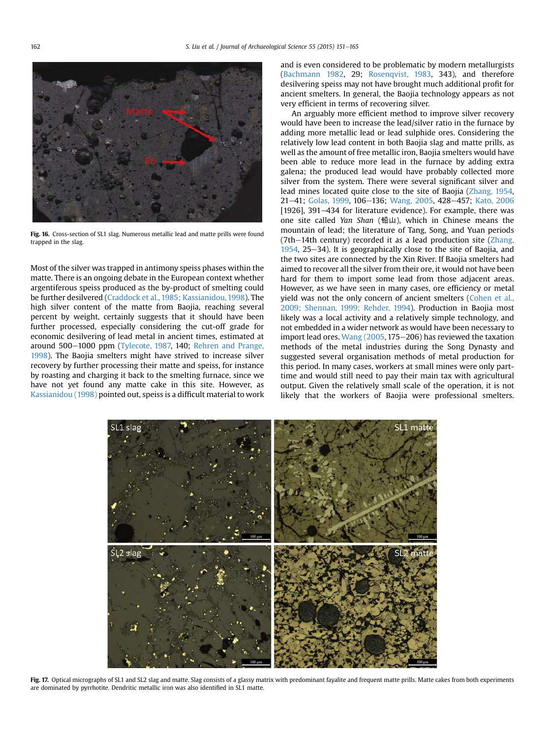Fig. 16. Cross-section of SL1 slag. Numerous metallic lead and matte prills were found trapped in the slag.

Most of the silver was trapped in antimony speiss phases within the matte. There is an ongoing debate in the European context whether argentiferous speiss produced as the by-product of smelting could be further desilvered (Craddock et al., 1985; Kassianidou, 1998). The high silver content of the matte from Baojia, reaching several percent by weight, certainly suggests that it should have been further processed, especially considering the cut-off grade for economic desilvering of lead metal in ancient times, estimated at around 500–1000 ppm (Tylecote, 1987, 140; Rehren and Prange, 1998). The Baojia smelters might have strived to increase silver recovery by further processing their matte and speiss, for instance by roasting and charging it back to the smelting furnace, since we have not yet found any matte cake in this site. However, as Kassianidou (1998) pointed out, speiss is a difficult material to work and is even considered to be problematic by modern metallurgists (Bachmann 1982, 29; Rosenqvist, 1983, 343), and therefore desilvering speiss may not have brought much additional profit for ancient smelters. In general, the Baojia technology appears as not very efficient in terms of recovering silver.

An arguably more efficient method to improve silver recovery would have been to increase the lead/silver ratio in the furnace by adding more metallic lead or lead sulphide ores. Considering the relatively low lead content in both Baojia slag and matte prills, as well as the amount of free metallic iron, Baojia smelters would have been able to reduce more lead in the furnace by adding extra galena; the produced lead would have probably collected more silver from the system. There were several significant silver and lead mines located quite close to the site of Baojia (Zhang, 1954, 21–41; Golas, 1999, 106–136; Wang, 2005, 428–457; Katō, 2006 [1926], 391–434 for literature evidence). For example, there was one site called *Yan Shan* (铅山), which in Chinese means the mountain of lead; the literature of Tang, Song, and Yuan periods (7th–14th century) recorded it as a lead production site (Zhang, 1954, 25–34). It is geographically close to the site of Baojia, and the two sites are connected by the Xin River. If Baojia smelters had aimed to recover all the silver from their ore, it would not have been hard for them to import some lead from those adjacent areas. However, as we have seen in many cases, ore efficiency or metal yield was not the only concern of ancient smelters (Cohen et al., 2009; Shennan, 1999; Rehder, 1994). Production in Baojia most likely was a local activity and a relatively simple technology, and not embedded in a wider network as would have been necessary to import lead ores. Wang (2005, 175–206) has reviewed the taxation methods of the metal industries during the Song Dynasty and suggested several organisation methods of metal production for this period. In many cases, workers at small mines were only part-time and would still need to pay their main tax with agricultural output. Given the relatively small scale of the operation, it is not likely that the workers of Baojia were professional smelters.

Fig. 17. Optical micrographs of SL1 and SL2 slag and matte. Slag consists of a glassy matrix with predominant fayalite and frequent matte prills. Matte cakes from both experiments are dominated by pyrrhotite. Dendritic metallic iron was also identified in SL1 matte.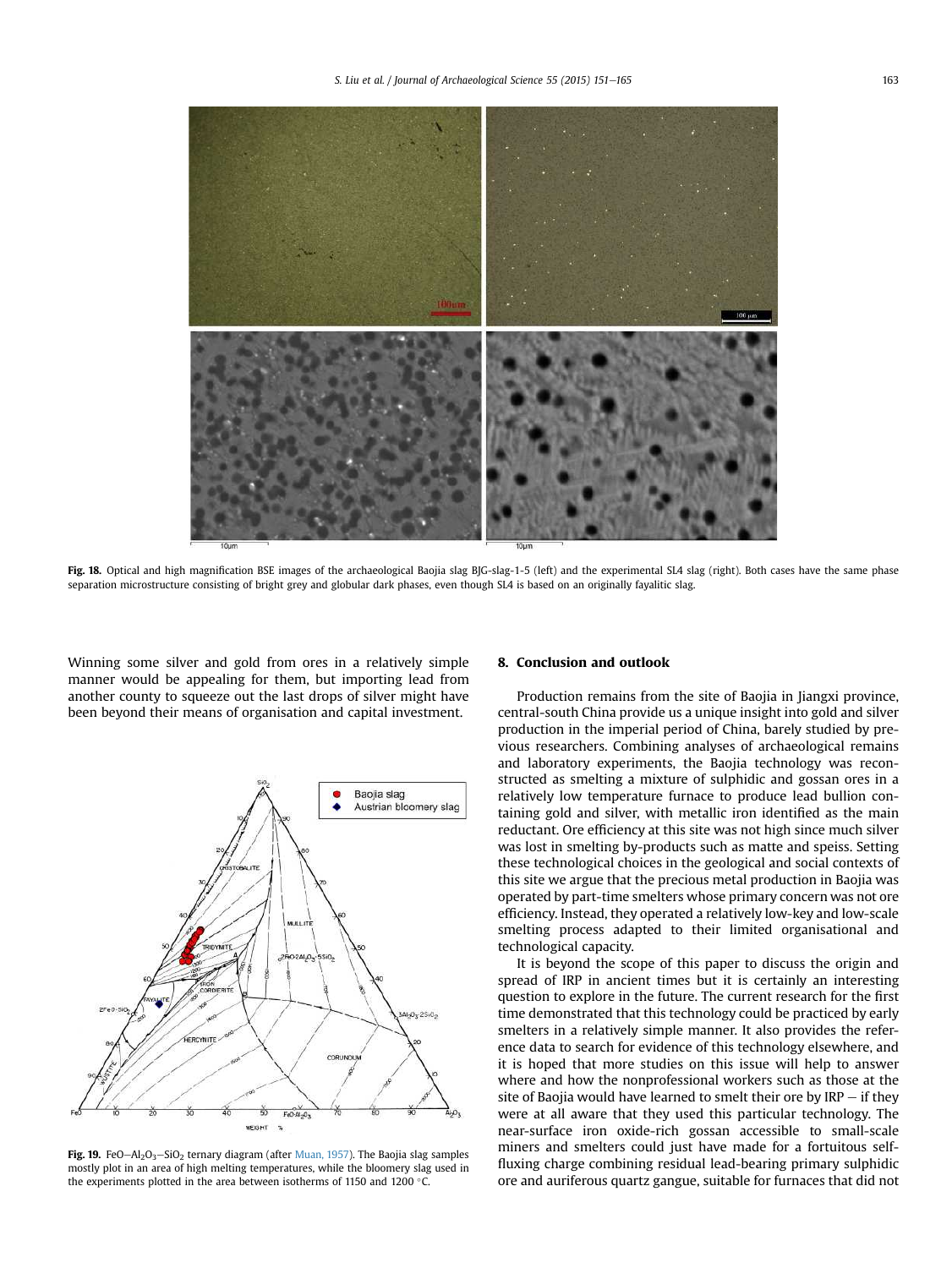**Fig. 18.** Optical and high magnification BSE images of the archaeological Baojia slag BJG-slag-1-5 (left) and the experimental SL4 slag (right). Both cases have the same phase separation microstructure consisting of bright grey and globular dark phases, even though SL4 is based on an originally fayalitic slag.

Winning some silver and gold from ores in a relatively simple manner would be appealing for them, but importing lead from another county to squeeze out the last drops of silver might have been beyond their means of organisation and capital investment.

**Fig. 19.** $FeO-Al_2O_3-SiO_2$ ternary diagram (after Muan, 1957). The Baojia slag samples mostly plot in an area of high melting temperatures, while the bloomery slag used in the experiments plotted in the area between isotherms of 1150 and 1200 °C.

## 8. Conclusion and outlook

Production remains from the site of Baojia in Jiangxi province, central-south China provide us a unique insight into gold and silver production in the imperial period of China, barely studied by previous researchers. Combining analyses of archaeological remains and laboratory experiments, the Baojia technology was reconstructed as smelting a mixture of sulphidic and gossan ores in a relatively low temperature furnace to produce lead bullion containing gold and silver, with metallic iron identified as the main reductant. Ore efficiency at this site was not high since much silver was lost in smelting by-products such as matte and speiss. Setting these technological choices in the geological and social contexts of this site we argue that the precious metal production in Baojia was operated by part-time smelters whose primary concern was not ore efficiency. Instead, they operated a relatively low-key and low-scale smelting process adapted to their limited organisational and technological capacity.

It is beyond the scope of this paper to discuss the origin and spread of IRP in ancient times but it is certainly an interesting question to explore in the future. The current research for the first time demonstrated that this technology could be practiced by early smelters in a relatively simple manner. It also provides the reference data to search for evidence of this technology elsewhere, and it is hoped that more studies on this issue will help to answer where and how the nonprofessional workers such as those at the site of Baojia would have learned to smelt their ore by IRP – if they were at all aware that they used this particular technology. The near-surface iron oxide-rich gossan accessible to small-scale miners and smelters could just have made for a fortuitous self-fluxing charge combining residual lead-bearing primary sulphidic ore and auriferous quartz gangue, suitable for furnaces that did not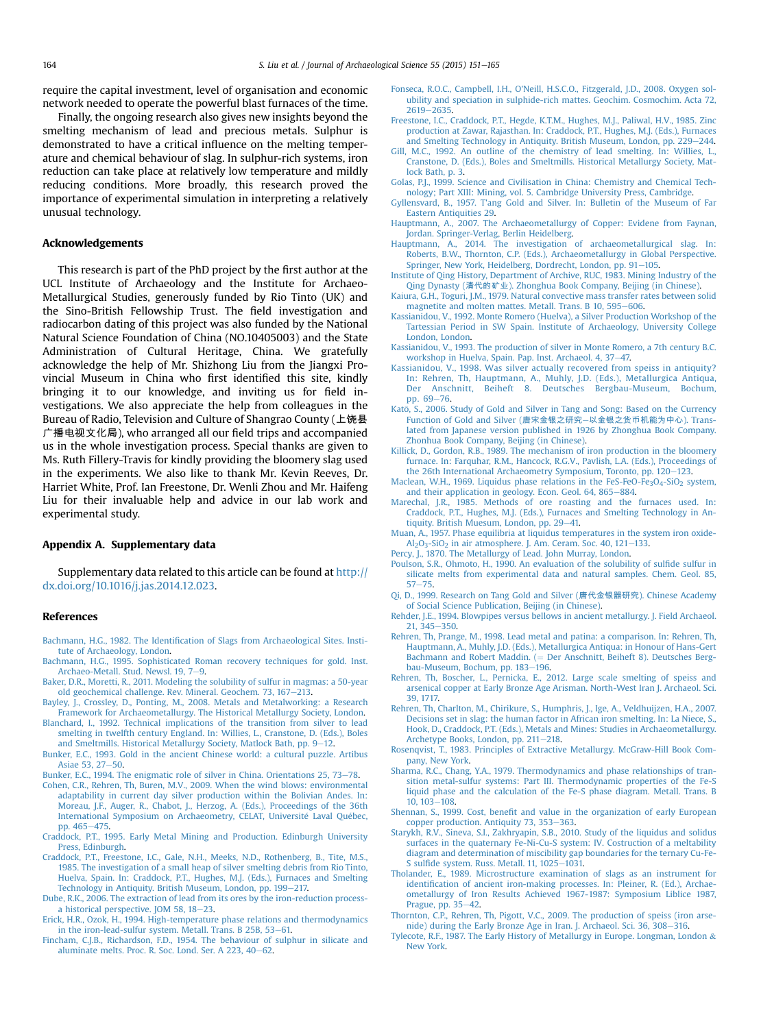require the capital investment, level of organisation and economic network needed to operate the powerful blast furnaces of the time.

Finally, the ongoing research also gives new insights beyond the smelting mechanism of lead and precious metals. Sulphur is demonstrated to have a critical influence on the melting temperature and chemical behaviour of slag. In sulphur-rich systems, iron reduction can take place at relatively low temperature and mildly reducing conditions. More broadly, this research proved the importance of experimental simulation in interpreting a relatively unusual technology.

## Acknowledgements

This research is part of the PhD project by the first author at the UCL Institute of Archaeology and the Institute for Archaeo-Metallurgical Studies, generously funded by Rio Tinto (UK) and the Sino-British Fellowship Trust. The field investigation and radiocarbon dating of this project was also funded by the National Natural Science Foundation of China (NO.10405003) and the State Administration of Cultural Heritage, China. We gratefully acknowledge the help of Mr. Shizhong Liu from the Jiangxi Provincial Museum in China who first identified this site, kindly bringing it to our knowledge, and inviting us for field investigations. We also appreciate the help from colleagues in the Bureau of Radio, Television and Culture of Shangrao County (上饶县广播电视文化局), who arranged all our field trips and accompanied us in the whole investigation process. Special thanks are given to Ms. Ruth Fillery-Travis for kindly providing the bloomery slag used in the experiments. We also like to thank Mr. Kevin Reeves, Dr. Harriet White, Prof. Ian Freestone, Dr. Wenli Zhou and Mr. Haifeng Liu for their invaluable help and advice in our lab work and experimental study.

## Appendix A. Supplementary data

Supplementary data related to this article can be found at http://dx.doi.org/10.1016/j.jas.2014.12.023.

## References

Bachmann, H.G., 1982. The Identification of Slags from Archaeological Sites. Institute of Archaeology, London.

Bachmann, H.G., 1995. Sophisticated Roman recovery techniques for gold. Inst. Archaeo-Metall. Stud. Newsl. 19, 7–9.

Baker, D.R., Moretti, R., 2011. Modeling the solubility of sulfur in magmas: a 50-year old geochemical challenge. Rev. Mineral. Geochem. 73, 167–213.

Bayley, J., Crossley, D., Ponting, M., 2008. Metals and Metalworking: a Research Framework for Archaeometallurgy. The Historical Metallurgy Society, London.

Blanchard, I., 1992. Technical implications of the transition from silver to lead smelting in twelfth century England. In: Willies, L., Cranstone, D. (Eds.), Boles and Smeltmills. Historical Metallurgy Society, Matlock Bath, pp. 9–12.

Bunker, E.C., 1993. Gold in the ancient Chinese world: a cultural puzzle. Artibus Asiae 53, 27–50.

Bunker, E.C., 1994. The enigmatic role of silver in China. Orientations 25, 73–78.

Cohen, C.R., Rehren, Th, Buren, M.V., 2009. When the wind blows: environmental adaptability in current day silver production within the Bolivian Andes. In: Moreau, J.F., Auger, R., Chabot, J., Herzog, A. (Eds.), Proceedings of the 36th International Symposium on Archaeometry, CELAT, Université Laval Québec, pp. 465–475.

Craddock, P.T., 1995. Early Metal Mining and Production. Edinburgh University Press, Edinburgh.

Craddock, P.T., Freestone, I.C., Gale, N.H., Meeks, N.D., Rothenberg, B., Tite, M.S., 1985. The investigation of a small heap of silver smelting debris from Rio Tinto, Huelva, Spain. In: Craddock, P.T., Hughes, M.J. (Eds.), Furnaces and Smelting Technology in Antiquity. British Museum, London, pp. 199–217.

Dube, R.K., 2006. The extraction of lead from its ores by the iron-reduction process-a historical perspective. JOM 58, 18–23.

Erick, H.R., Ozok, H., 1994. High-temperature phase relations and thermodynamics in the iron-lead-sulfur system. Metall. Trans. B 25B, 53–61.

Fincham, C.J.B., Richardson, F.D., 1954. The behaviour of sulphur in silicate and aluminate melts. Proc. R. Soc. Lond. Ser. A 223, 40–62.

Fonseca, R.O.C., Campbell, I.H., O'Neill, H.S.C.O., Fitzgerald, J.D., 2008. Oxygen solubility and speciation in sulphide-rich mattes. Geochim. Cosmochim. Acta 72, 2619–2635.

Freestone, I.C., Craddock, P.T., Hegde, K.T.M., Hughes, M.J., Paliwal, H.V., 1985. Zinc production at Zawar, Rajasthan. In: Craddock, P.T., Hughes, M.J. (Eds.), Furnaces and Smelting Technology in Antiquity. British Museum, London, pp. 229–244.

Gill, M.C., 1992. An outline of the chemistry of lead smelting. In: Willies, L., Cranstone, D. (Eds.), Boles and Smeltmills. Historical Metallurgy Society, Matlock Bath, p. 3.

Golas, P.J., 1999. Science and Civilisation in China: Chemistry and Chemical Technology; Part XIII: Mining, vol. 5. Cambridge University Press, Cambridge.

Gyllensvard, B., 1957. T'ang Gold and Silver. In: Bulletin of the Museum of Far Eastern Antiquities 29.

Hauptmann, A., 2007. The Archaeometallurgy of Copper: Evidene from Faynan, Jordan. Springer-Verlag, Berlin Heidelberg.

Hauptmann, A., 2014. The investigation of archaeometallurgical slag. In: Roberts, B.W., Thornton, C.P. (Eds.), Archaeometallurgy in Global Perspective. Springer, New York, Heidelberg, Dordrecht, London, pp. 91–105.

Institute of Qing History, Department of Archive, RUC, 1983. Mining Industry of the Qing Dynasty (清代的矿业). Zhonghua Book Company, Beijing (in Chinese).

Kaiura, G.H., Toguri, J.M., 1979. Natural convective mass transfer rates between solid magnetite and molten mattes. Metall. Trans. B 10, 595–606.

Kassianidou, V., 1992. Monte Romero (Huelva), a Silver Production Workshop of the Tartessian Period in SW Spain. Institute of Archaeology, University College London, London.

Kassianidou, V., 1993. The production of silver in Monte Romero, a 7th century B.C. workshop in Huelva, Spain. Pap. Inst. Archaeol. 4, 37–47.

Kassianidou, V., 1998. Was silver actually recovered from speiss in antiquity? In: Rehren, Th, Hauptmann, A., Muhly, J.D. (Eds.), Metallurgica Antiqua, Der Anschnitt, Beiheft 8. Deutsches Bergbau-Museum, Bochum, pp. 69–76.

Kato, S., 2006. Study of Gold and Silver in Tang and Song: Based on the Currency Function of Gold and Silver (唐宋金银之研究—以金银之货币机能为中心). Translated from Japanese version published in 1926 by Zhonghua Book Company. Zhonghua Book Company, Beijing (in Chinese).

Killick, D., Gordon, R.B., 1989. The mechanism of iron production in the bloomery furnace. In: Farquhar, R.M., Hancock, R.G.V., Pavlish, L.A. (Eds.), Proceedings of the 26th International Archaeometry Symposium, Toronto, pp. 120–123.

Maclean, W.H., 1969. Liquidus phase relations in the FeS-FeO-$Fe_3O_4$-$SiO_2$ system, and their application in geology. Econ. Geol. 64, 865–884.

Marechal, J.R., 1985. Methods of ore roasting and the furnaces used. In: Craddock, P.T., Hughes, M.J. (Eds.), Furnaces and Smelting Technology in Antiquity. British Muesum, London, pp. 29–41.

Muan, A., 1957. Phase equilibria at liquidus temperatures in the system iron oxide-$Al_2O_3$-$SiO_2$ in air atmosphere. J. Am. Ceram. Soc. 40, 121–133.

Percy, J., 1870. The Metallurgy of Lead. John Murray, London.

Poulson, S.R., Ohmoto, H., 1990. An evaluation of the solubility of sulfide sulfur in silicate melts from experimental data and natural samples. Chem. Geol. 85, 57–75.

Qi, D., 1999. Research on Tang Gold and Silver (唐代金银器研究). Chinese Academy of Social Science Publication, Beijing (in Chinese).

Rehder, J.E., 1994. Blowpipes versus bellows in ancient metallurgy. J. Field Archaeol. 21, 345–350.

Rehren, Th, Prange, M., 1998. Lead metal and patina: a comparison. In: Rehren, Th, Hauptmann, A., Muhly, J.D. (Eds.), Metallurgica Antiqua: in Honour of Hans-Gert Bachmann and Robert Maddin. (= Der Anschnitt, Beiheft 8). Deutsches Bergbau-Museum, Bochum, pp. 183–196.

Rehren, Th, Boscher, L., Pernicka, E., 2012. Large scale smelting of speiss and arsenical copper at Early Bronze Age Arisman. North-West Iran J. Archaeol. Sci. 39, 1717.

Rehren, Th, Charlton, M., Chirikure, S., Humphris, J., Ige, A., Veldhuijzen, H.A., 2007. Decisions set in slag: the human factor in African iron smelting. In: La Niece, S., Hook, D., Craddock, P.T. (Eds.), Metals and Mines: Studies in Archaeometallurgy. Archetype Books, London, pp. 211–218.

Rosenqvist, T., 1983. Principles of Extractive Metallurgy. McGraw-Hill Book Company, New York.

Sharma, R.C., Chang, Y.A., 1979. Thermodynamics and phase relationships of transition metal-sulfur systems: Part III. Thermodynamic properties of the Fe-S liquid phase and the calculation of the Fe-S phase diagram. Metall. Trans. B 10, 103–108.

Shennan, S., 1999. Cost, benefit and value in the organization of early European copper production. Antiquity 73, 353–363.

Starykh, R.V., Sineva, S.I., Zakhryapin, S.B., 2010. Study of the liquidus and solidus surfaces in the quaternary Fe-Ni-Cu-S system: IV. Costruction of a meltability diagram and determination of miscibility gap boundaries for the ternary Cu-Fe-S sulfide system. Russ. Metall. 11, 1025–1031.

Tholander, E., 1989. Microstructure examination of slags as an instrument for identification of ancient iron-making processes. In: Pleiner, R. (Ed.), Archaeometallurgy of Iron Results Achieved 1967-1987: Symposium Liblice 1987, Prague, pp. 35–42.

Thornton, C.P., Rehren, Th, Pigott, V.C., 2009. The production of speiss (iron arsenide) during the Early Bronze Age in Iran. J. Archaeol. Sci. 36, 308–316.

Tylecote, R.F., 1987. The Early History of Metallurgy in Europe. Longman, London & New York.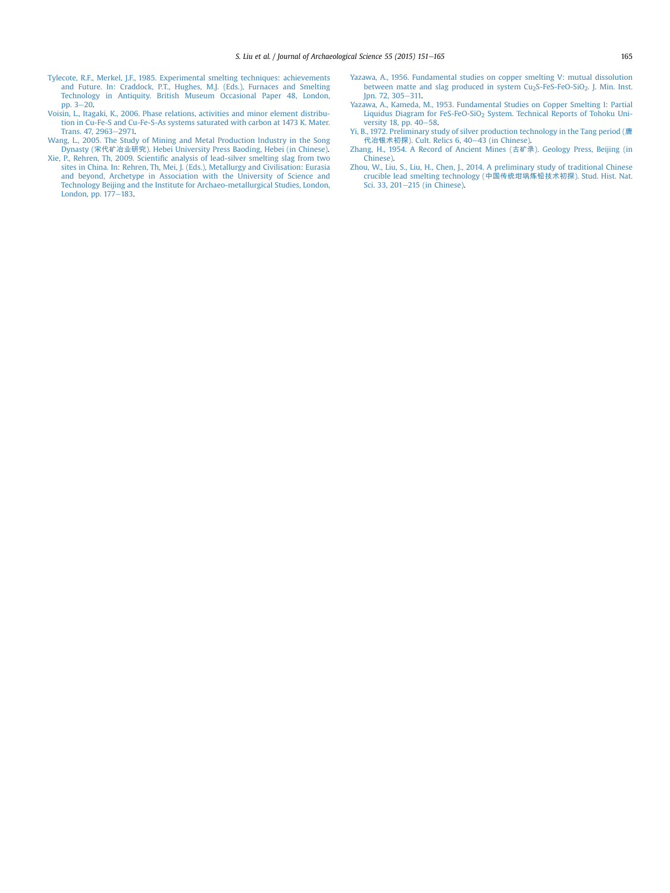Tylecote, R.F., Merkel, J.F., 1985. Experimental smelting techniques: achievements and Future. In: Craddock, P.T., Hughes, M.J. (Eds.), Furnaces and Smelting Technology in Antiquity. British Museum Occasional Paper 48, London, pp. 3–20.

Voisin, L., Itagaki, K., 2006. Phase relations, activities and minor element distribution in Cu-Fe-S and Cu-Fe-S-As systems saturated with carbon at 1473 K. Mater. Trans. 47, 2963–2971.

Wang, L., 2005. The Study of Mining and Metal Production Industry in the Song Dynasty (宋代矿冶业研究). Hebei University Press Baoding, Hebei (in Chinese).

Xie, P., Rehren, Th, 2009. Scientific analysis of lead-silver smelting slag from two sites in China. In: Rehren, Th, Mei, J. (Eds.), Metallurgy and Civilisation: Eurasia and beyond, Archetype in Association with the University of Science and Technology Beijing and the Institute for Archaeo-metallurgical Studies, London, London, pp. 177–183.

Yazawa, A., 1956. Fundamental studies on copper smelting V: mutual dissolution between matte and slag produced in system $Cu_2S$-FeS-FeO-$SiO_2$. J. Min. Inst. Jpn. 72, 305–311.

Yazawa, A., Kameda, M., 1953. Fundamental Studies on Copper Smelting I: Partial Liquidus Diagram for FeS-FeO-$SiO_2$ System. Technical Reports of Tohoku University 18, pp. 40–58.

Yi, B., 1972. Preliminary study of silver production technology in the Tang period (唐代冶银术初探). Cult. Relics 6, 40–43 (in Chinese).

Zhang, H., 1954. A Record of Ancient Mines (古矿录). Geology Press, Beijing (in Chinese).

Zhou, W., Liu, S., Liu, H., Chen, J., 2014. A preliminary study of traditional Chinese crucible lead smelting technology (中国传统坩埚炼铅技术初探). Stud. Hist. Nat. Sci. 33, 201–215 (in Chinese).